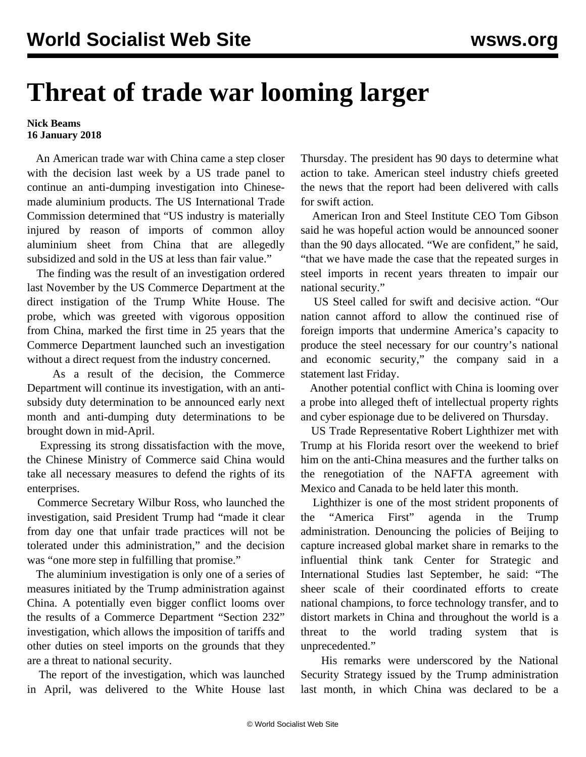# Threat of trade war looming larger

**Nick Beams**
**16 January 2018**

An American trade war with China came a step closer with the decision last week by a US trade panel to continue an anti-dumping investigation into Chinese-made aluminium products. The US International Trade Commission determined that "US industry is materially injured by reason of imports of common alloy aluminium sheet from China that are allegedly subsidized and sold in the US at less than fair value."

The finding was the result of an investigation ordered last November by the US Commerce Department at the direct instigation of the Trump White House. The probe, which was greeted with vigorous opposition from China, marked the first time in 25 years that the Commerce Department launched such an investigation without a direct request from the industry concerned.

As a result of the decision, the Commerce Department will continue its investigation, with an anti-subsidy duty determination to be announced early next month and anti-dumping duty determinations to be brought down in mid-April.

Expressing its strong dissatisfaction with the move, the Chinese Ministry of Commerce said China would take all necessary measures to defend the rights of its enterprises.

Commerce Secretary Wilbur Ross, who launched the investigation, said President Trump had "made it clear from day one that unfair trade practices will not be tolerated under this administration," and the decision was "one more step in fulfilling that promise."

The aluminium investigation is only one of a series of measures initiated by the Trump administration against China. A potentially even bigger conflict looms over the results of a Commerce Department "Section 232" investigation, which allows the imposition of tariffs and other duties on steel imports on the grounds that they are a threat to national security.

The report of the investigation, which was launched in April, was delivered to the White House last Thursday. The president has 90 days to determine what action to take. American steel industry chiefs greeted the news that the report had been delivered with calls for swift action.

American Iron and Steel Institute CEO Tom Gibson said he was hopeful action would be announced sooner than the 90 days allocated. "We are confident," he said, "that we have made the case that the repeated surges in steel imports in recent years threaten to impair our national security."

US Steel called for swift and decisive action. "Our nation cannot afford to allow the continued rise of foreign imports that undermine America's capacity to produce the steel necessary for our country's national and economic security," the company said in a statement last Friday.

Another potential conflict with China is looming over a probe into alleged theft of intellectual property rights and cyber espionage due to be delivered on Thursday.

US Trade Representative Robert Lighthizer met with Trump at his Florida resort over the weekend to brief him on the anti-China measures and the further talks on the renegotiation of the NAFTA agreement with Mexico and Canada to be held later this month.

Lighthizer is one of the most strident proponents of the "America First" agenda in the Trump administration. Denouncing the policies of Beijing to capture increased global market share in remarks to the influential think tank Center for Strategic and International Studies last September, he said: "The sheer scale of their coordinated efforts to create national champions, to force technology transfer, and to distort markets in China and throughout the world is a threat to the world trading system that is unprecedented."

His remarks were underscored by the National Security Strategy issued by the Trump administration last month, in which China was declared to be a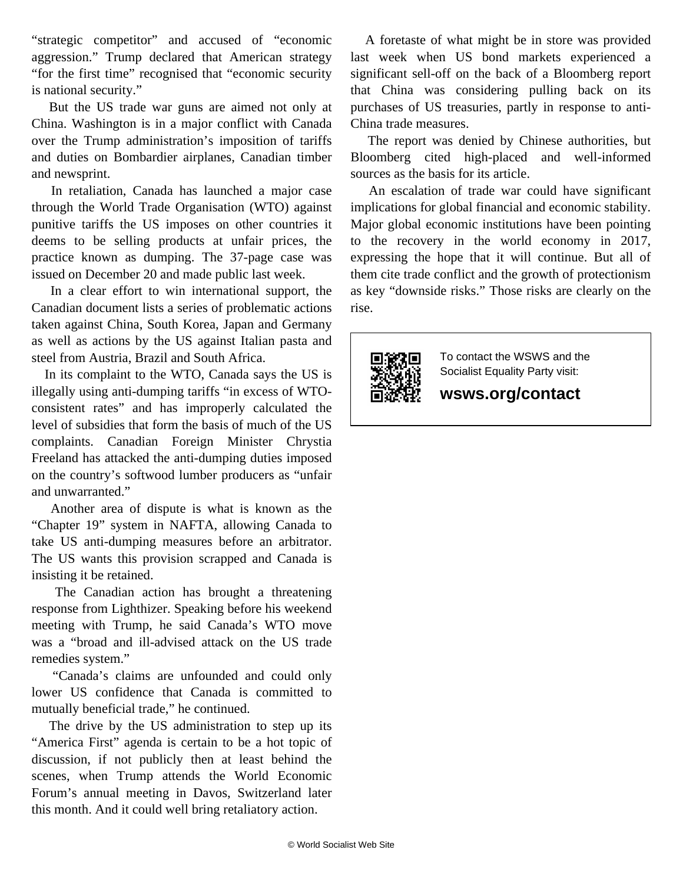"strategic competitor" and accused of "economic aggression." Trump declared that American strategy "for the first time" recognised that "economic security is national security."

But the US trade war guns are aimed not only at China. Washington is in a major conflict with Canada over the Trump administration's imposition of tariffs and duties on Bombardier airplanes, Canadian timber and newsprint.

In retaliation, Canada has launched a major case through the World Trade Organisation (WTO) against punitive tariffs the US imposes on other countries it deems to be selling products at unfair prices, the practice known as dumping. The 37-page case was issued on December 20 and made public last week.

In a clear effort to win international support, the Canadian document lists a series of problematic actions taken against China, South Korea, Japan and Germany as well as actions by the US against Italian pasta and steel from Austria, Brazil and South Africa.

In its complaint to the WTO, Canada says the US is illegally using anti-dumping tariffs "in excess of WTO-consistent rates" and has improperly calculated the level of subsidies that form the basis of much of the US complaints. Canadian Foreign Minister Chrystia Freeland has attacked the anti-dumping duties imposed on the country's softwood lumber producers as "unfair and unwarranted."

Another area of dispute is what is known as the "Chapter 19" system in NAFTA, allowing Canada to take US anti-dumping measures before an arbitrator. The US wants this provision scrapped and Canada is insisting it be retained.

The Canadian action has brought a threatening response from Lighthizer. Speaking before his weekend meeting with Trump, he said Canada's WTO move was a "broad and ill-advised attack on the US trade remedies system."

"Canada's claims are unfounded and could only lower US confidence that Canada is committed to mutually beneficial trade," he continued.

The drive by the US administration to step up its "America First" agenda is certain to be a hot topic of discussion, if not publicly then at least behind the scenes, when Trump attends the World Economic Forum's annual meeting in Davos, Switzerland later this month. And it could well bring retaliatory action.

A foretaste of what might be in store was provided last week when US bond markets experienced a significant sell-off on the back of a Bloomberg report that China was considering pulling back on its purchases of US treasuries, partly in response to anti-China trade measures.

The report was denied by Chinese authorities, but Bloomberg cited high-placed and well-informed sources as the basis for its article.

An escalation of trade war could have significant implications for global financial and economic stability. Major global economic institutions have been pointing to the recovery in the world economy in 2017, expressing the hope that it will continue. But all of them cite trade conflict and the growth of protectionism as key "downside risks." Those risks are clearly on the rise.

To contact the WSWS and the Socialist Equality Party visit:

**wsws.org/contact**